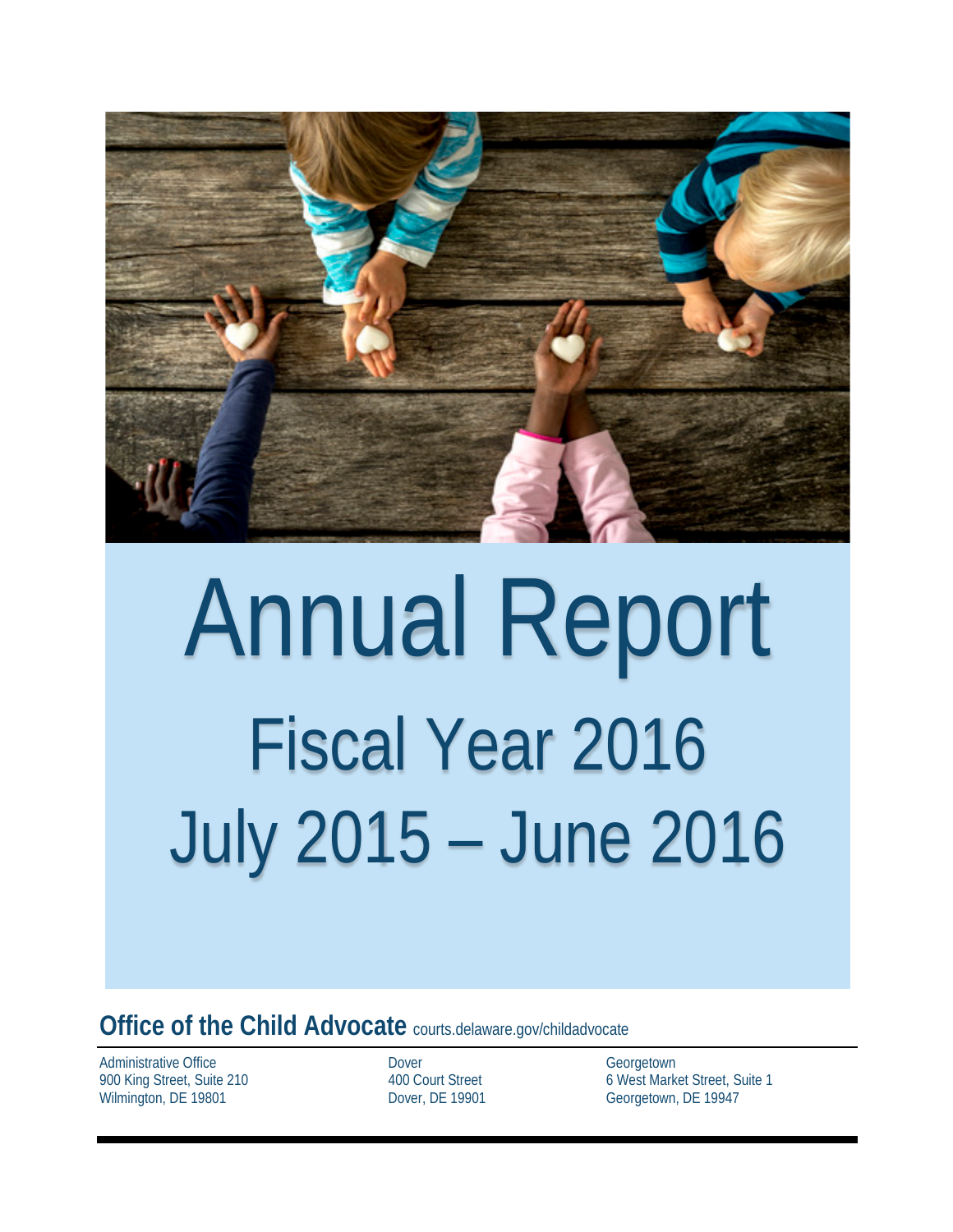# Annual Report

## Fiscal Year 2016

## July 2015 – June 2016

**Office of the Child Advocate** courts.delaware.gov/childadvocate

Administrative Office
900 King Street, Suite 210
Wilmington, DE 19801

Dover
400 Court Street
Dover, DE 19901

Georgetown
6 West Market Street, Suite 1
Georgetown, DE 19947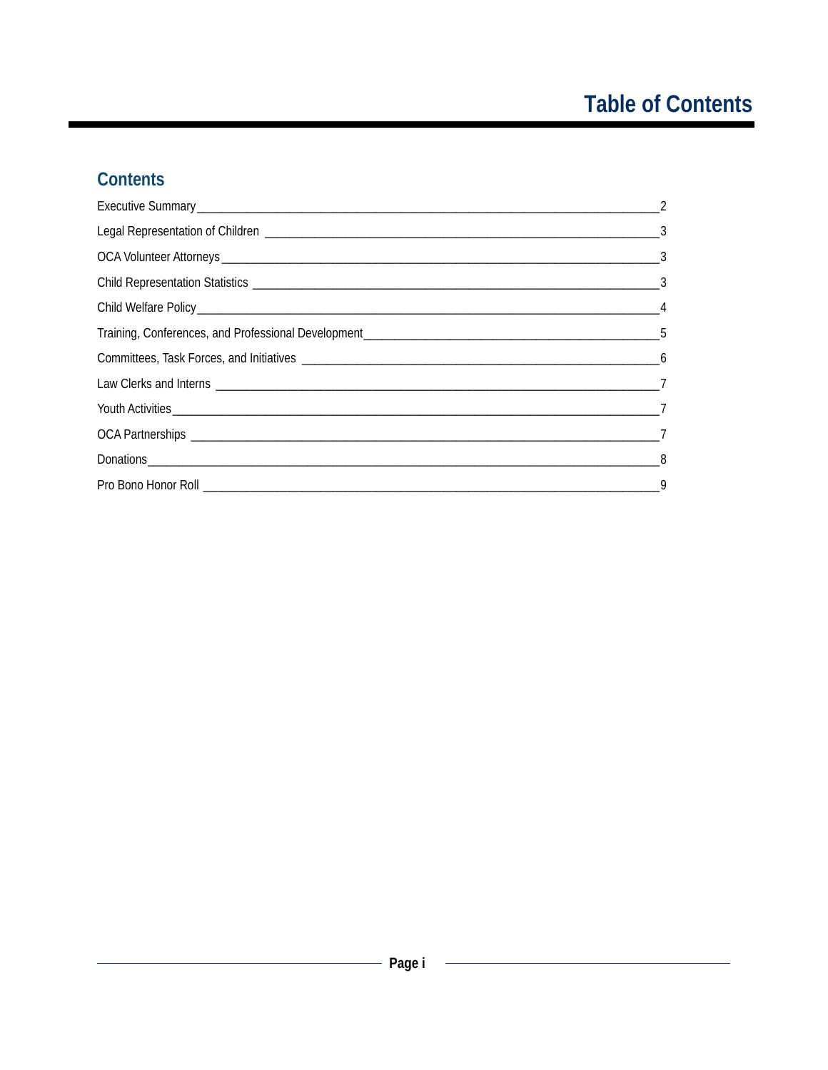# Table of Contents

## Contents

| Section | Page |
|---|---|
| Executive Summary | 2 |
| Legal Representation of Children | 3 |
| OCA Volunteer Attorneys | 3 |
| Child Representation Statistics | 3 |
| Child Welfare Policy | 4 |
| Training, Conferences, and Professional Development | 5 |
| Committees, Task Forces, and Initiatives | 6 |
| Law Clerks and Interns | 7 |
| Youth Activities | 7 |
| OCA Partnerships | 7 |
| Donations | 8 |
| Pro Bono Honor Roll | 9 |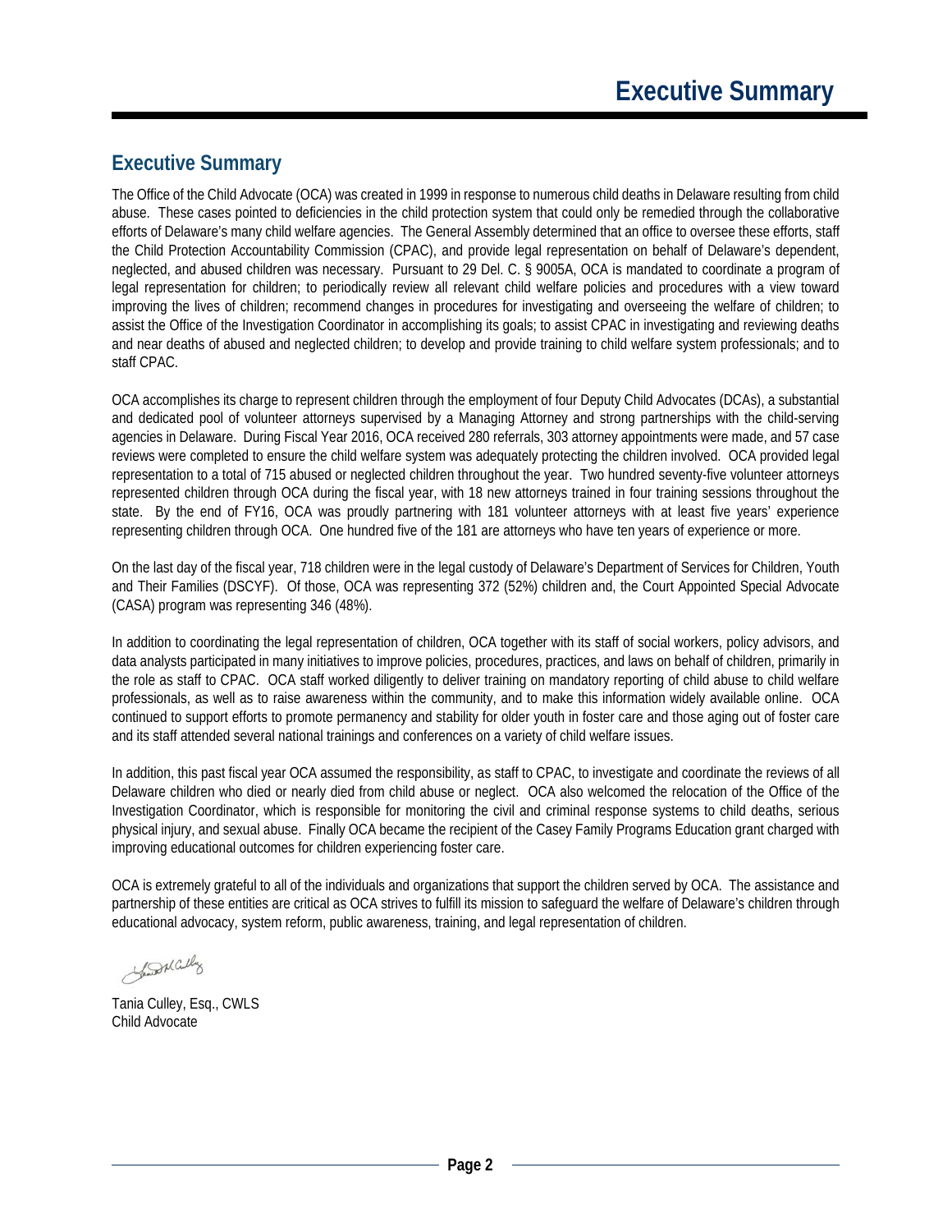# Executive Summary

## Executive Summary

The Office of the Child Advocate (OCA) was created in 1999 in response to numerous child deaths in Delaware resulting from child abuse. These cases pointed to deficiencies in the child protection system that could only be remedied through the collaborative efforts of Delaware's many child welfare agencies. The General Assembly determined that an office to oversee these efforts, staff the Child Protection Accountability Commission (CPAC), and provide legal representation on behalf of Delaware's dependent, neglected, and abused children was necessary. Pursuant to 29 Del. C. § 9005A, OCA is mandated to coordinate a program of legal representation for children; to periodically review all relevant child welfare policies and procedures with a view toward improving the lives of children; recommend changes in procedures for investigating and overseeing the welfare of children; to assist the Office of the Investigation Coordinator in accomplishing its goals; to assist CPAC in investigating and reviewing deaths and near deaths of abused and neglected children; to develop and provide training to child welfare system professionals; and to staff CPAC.

OCA accomplishes its charge to represent children through the employment of four Deputy Child Advocates (DCAs), a substantial and dedicated pool of volunteer attorneys supervised by a Managing Attorney and strong partnerships with the child-serving agencies in Delaware. During Fiscal Year 2016, OCA received 280 referrals, 303 attorney appointments were made, and 57 case reviews were completed to ensure the child welfare system was adequately protecting the children involved. OCA provided legal representation to a total of 715 abused or neglected children throughout the year. Two hundred seventy-five volunteer attorneys represented children through OCA during the fiscal year, with 18 new attorneys trained in four training sessions throughout the state. By the end of FY16, OCA was proudly partnering with 181 volunteer attorneys with at least five years' experience representing children through OCA. One hundred five of the 181 are attorneys who have ten years of experience or more.

On the last day of the fiscal year, 718 children were in the legal custody of Delaware's Department of Services for Children, Youth and Their Families (DSCYF). Of those, OCA was representing 372 (52%) children and, the Court Appointed Special Advocate (CASA) program was representing 346 (48%).

In addition to coordinating the legal representation of children, OCA together with its staff of social workers, policy advisors, and data analysts participated in many initiatives to improve policies, procedures, practices, and laws on behalf of children, primarily in the role as staff to CPAC. OCA staff worked diligently to deliver training on mandatory reporting of child abuse to child welfare professionals, as well as to raise awareness within the community, and to make this information widely available online. OCA continued to support efforts to promote permanency and stability for older youth in foster care and those aging out of foster care and its staff attended several national trainings and conferences on a variety of child welfare issues.

In addition, this past fiscal year OCA assumed the responsibility, as staff to CPAC, to investigate and coordinate the reviews of all Delaware children who died or nearly died from child abuse or neglect. OCA also welcomed the relocation of the Office of the Investigation Coordinator, which is responsible for monitoring the civil and criminal response systems to child deaths, serious physical injury, and sexual abuse. Finally OCA became the recipient of the Casey Family Programs Education grant charged with improving educational outcomes for children experiencing foster care.

OCA is extremely grateful to all of the individuals and organizations that support the children served by OCA. The assistance and partnership of these entities are critical as OCA strives to fulfill its mission to safeguard the welfare of Delaware's children through educational advocacy, system reform, public awareness, training, and legal representation of children.

Tania Culley, Esq., CWLS
Child Advocate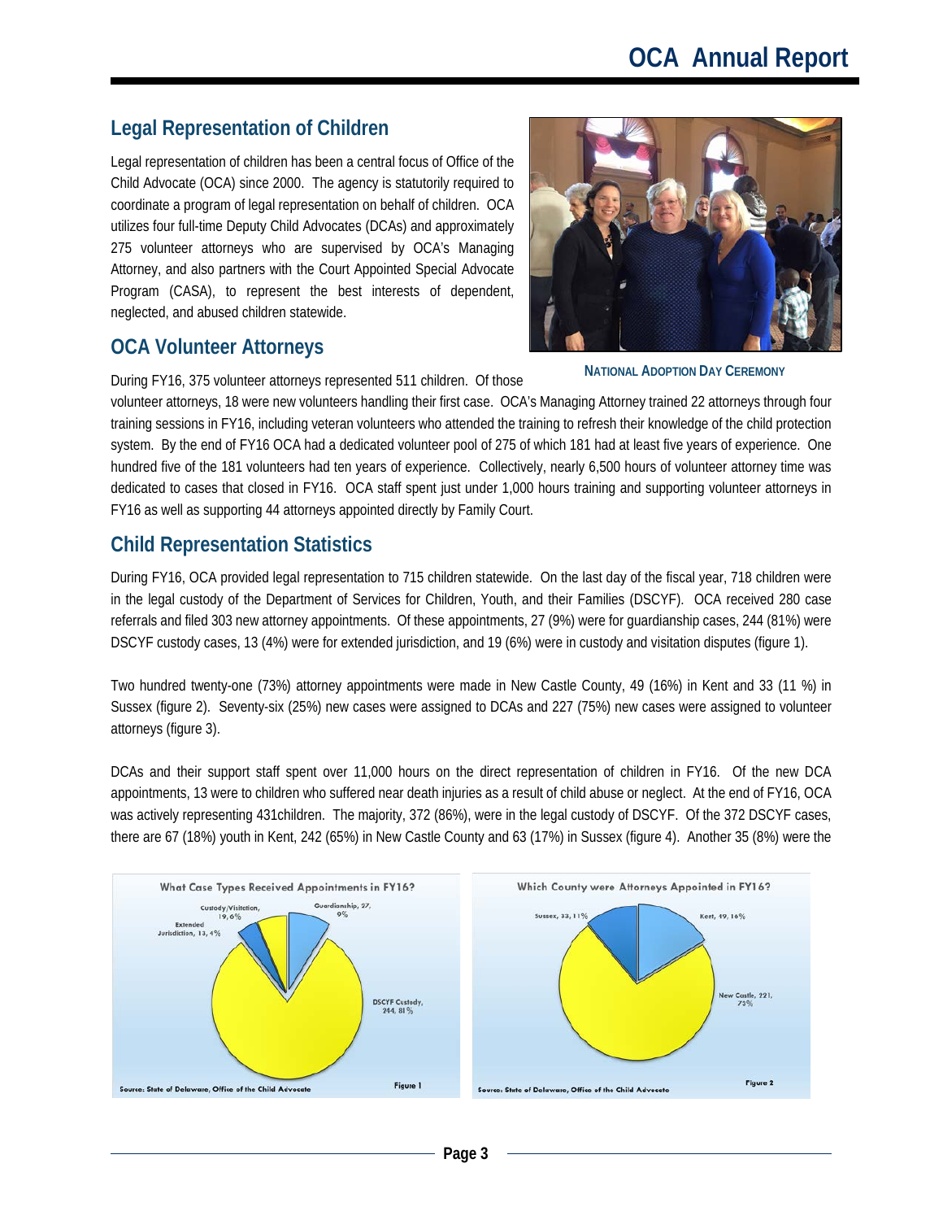## Legal Representation of Children

Legal representation of children has been a central focus of Office of the Child Advocate (OCA) since 2000. The agency is statutorily required to coordinate a program of legal representation on behalf of children. OCA utilizes four full-time Deputy Child Advocates (DCAs) and approximately 275 volunteer attorneys who are supervised by OCA's Managing Attorney, and also partners with the Court Appointed Special Advocate Program (CASA), to represent the best interests of dependent, neglected, and abused children statewide.

**National Adoption Day Ceremony**

## OCA Volunteer Attorneys

During FY16, 375 volunteer attorneys represented 511 children. Of those volunteer attorneys, 18 were new volunteers handling their first case. OCA's Managing Attorney trained 22 attorneys through four training sessions in FY16, including veteran volunteers who attended the training to refresh their knowledge of the child protection system. By the end of FY16 OCA had a dedicated volunteer pool of 275 of which 181 had at least five years of experience. One hundred five of the 181 volunteers had ten years of experience. Collectively, nearly 6,500 hours of volunteer attorney time was dedicated to cases that closed in FY16. OCA staff spent just under 1,000 hours training and supporting volunteer attorneys in FY16 as well as supporting 44 attorneys appointed directly by Family Court.

## Child Representation Statistics

During FY16, OCA provided legal representation to 715 children statewide. On the last day of the fiscal year, 718 children were in the legal custody of the Department of Services for Children, Youth, and their Families (DSCYF). OCA received 280 case referrals and filed 303 new attorney appointments. Of these appointments, 27 (9%) were for guardianship cases, 244 (81%) were DSCYF custody cases, 13 (4%) were for extended jurisdiction, and 19 (6%) were in custody and visitation disputes (figure 1).

Two hundred twenty-one (73%) attorney appointments were made in New Castle County, 49 (16%) in Kent and 33 (11 %) in Sussex (figure 2). Seventy-six (25%) new cases were assigned to DCAs and 227 (75%) new cases were assigned to volunteer attorneys (figure 3).

DCAs and their support staff spent over 11,000 hours on the direct representation of children in FY16. Of the new DCA appointments, 13 were to children who suffered near death injuries as a result of child abuse or neglect. At the end of FY16, OCA was actively representing 431children. The majority, 372 (86%), were in the legal custody of DSCYF. Of the 372 DSCYF cases, there are 67 (18%) youth in Kent, 242 (65%) in New Castle County and 63 (17%) in Sussex (figure 4). Another 35 (8%) were the

**What Case Types Received Appointments in FY16?**

- Guardianship, 27, 9%
- DSCYF Custody, 244, 81%
- Extended Jurisdiction, 13, 4%
- Custody/Visitation, 19, 6%

Source: State of Delaware, Office of the Child Advocate — Figure 1

**Which County were Attorneys Appointed in FY16?**

- Kent, 49, 16%
- New Castle, 221, 73%
- Sussex, 33, 11%

Source: State of Delaware, Office of the Child Advocate — Figure 2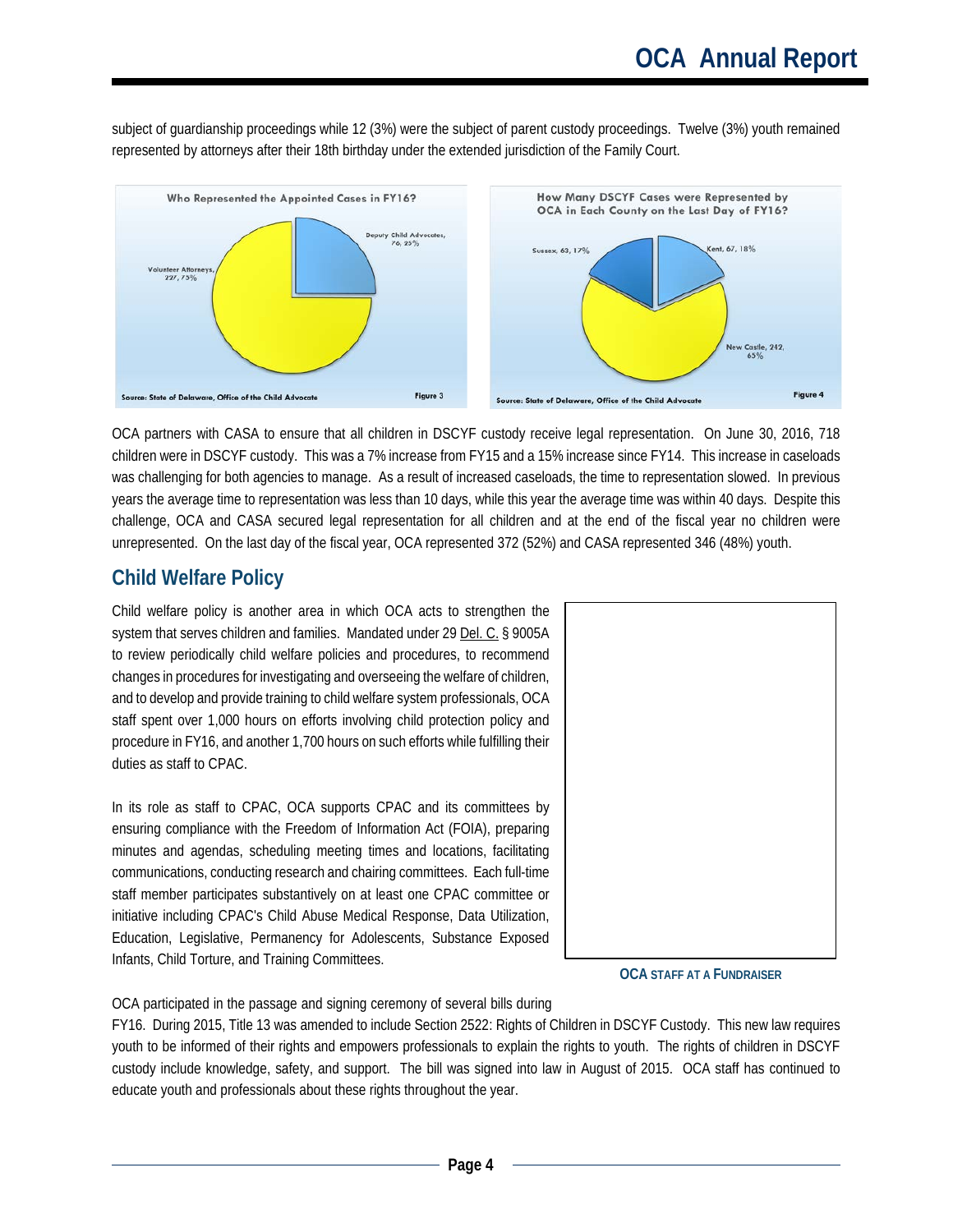subject of guardianship proceedings while 12 (3%) were the subject of parent custody proceedings. Twelve (3%) youth remained represented by attorneys after their 18th birthday under the extended jurisdiction of the Family Court.

**Who Represented the Appointed Cases in FY16?**

- Deputy Child Advocates, 76, 25%
- Volunteer Attorneys, 227, 75%

Source: State of Delaware, Office of the Child Advocate

Figure 3

**How Many DSCYF Cases were Represented by OCA in Each County on the Last Day of FY16?**

- Sussex, 63, 17%
- Kent, 67, 18%
- New Castle, 242, 65%

Source: State of Delaware, Office of the Child Advocate

Figure 4

OCA partners with CASA to ensure that all children in DSCYF custody receive legal representation. On June 30, 2016, 718 children were in DSCYF custody. This was a 7% increase from FY15 and a 15% increase since FY14. This increase in caseloads was challenging for both agencies to manage. As a result of increased caseloads, the time to representation slowed. In previous years the average time to representation was less than 10 days, while this year the average time was within 40 days. Despite this challenge, OCA and CASA secured legal representation for all children and at the end of the fiscal year no children were unrepresented. On the last day of the fiscal year, OCA represented 372 (52%) and CASA represented 346 (48%) youth.

## Child Welfare Policy

Child welfare policy is another area in which OCA acts to strengthen the system that serves children and families. Mandated under 29 Del. C. § 9005A to review periodically child welfare policies and procedures, to recommend changes in procedures for investigating and overseeing the welfare of children, and to develop and provide training to child welfare system professionals, OCA staff spent over 1,000 hours on efforts involving child protection policy and procedure in FY16, and another 1,700 hours on such efforts while fulfilling their duties as staff to CPAC.

In its role as staff to CPAC, OCA supports CPAC and its committees by ensuring compliance with the Freedom of Information Act (FOIA), preparing minutes and agendas, scheduling meeting times and locations, facilitating communications, conducting research and chairing committees. Each full-time staff member participates substantively on at least one CPAC committee or initiative including CPAC's Child Abuse Medical Response, Data Utilization, Education, Legislative, Permanency for Adolescents, Substance Exposed Infants, Child Torture, and Training Committees.

**OCA STAFF AT A FUNDRAISER**

OCA participated in the passage and signing ceremony of several bills during FY16. During 2015, Title 13 was amended to include Section 2522: Rights of Children in DSCYF Custody. This new law requires youth to be informed of their rights and empowers professionals to explain the rights to youth. The rights of children in DSCYF custody include knowledge, safety, and support. The bill was signed into law in August of 2015. OCA staff has continued to educate youth and professionals about these rights throughout the year.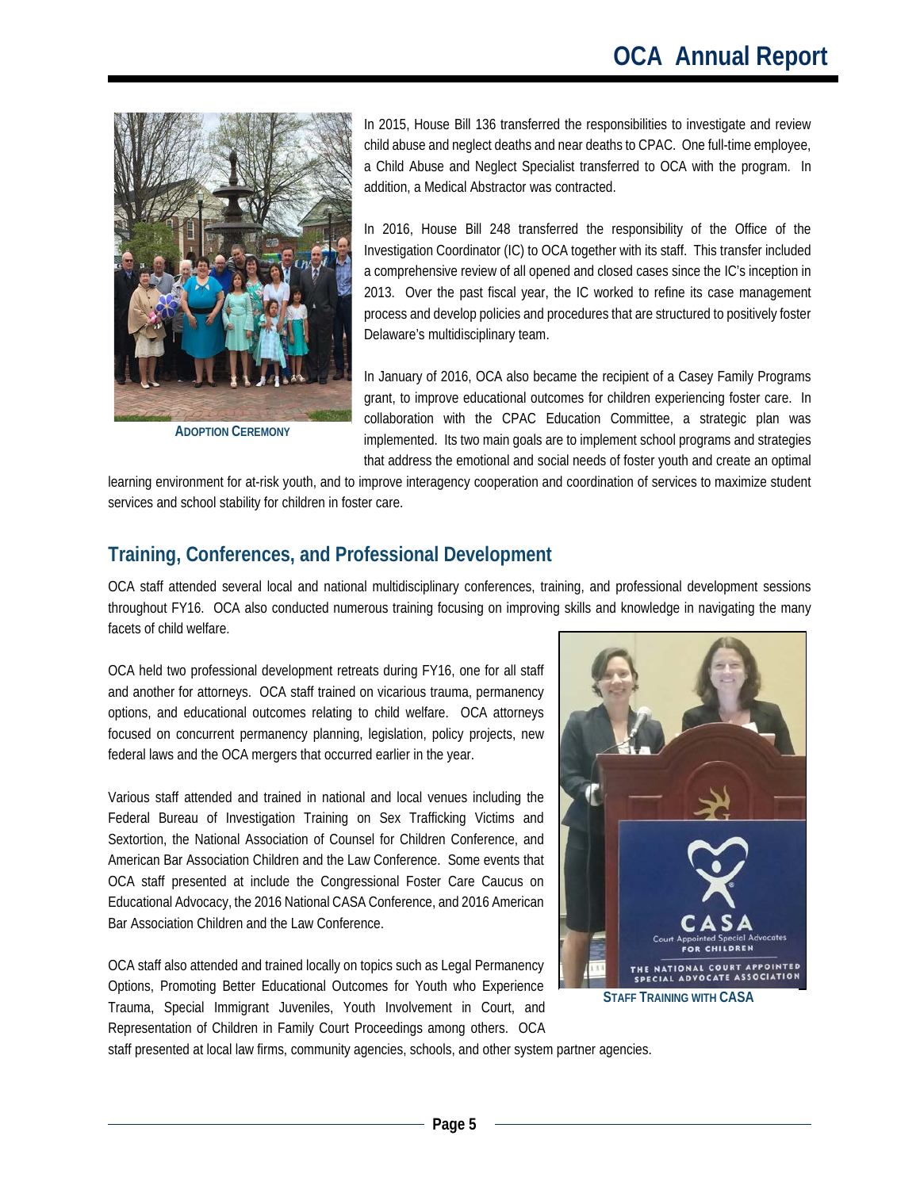ADOPTION CEREMONY

In 2015, House Bill 136 transferred the responsibilities to investigate and review child abuse and neglect deaths and near deaths to CPAC. One full-time employee, a Child Abuse and Neglect Specialist transferred to OCA with the program. In addition, a Medical Abstractor was contracted.

In 2016, House Bill 248 transferred the responsibility of the Office of the Investigation Coordinator (IC) to OCA together with its staff. This transfer included a comprehensive review of all opened and closed cases since the IC's inception in 2013. Over the past fiscal year, the IC worked to refine its case management process and develop policies and procedures that are structured to positively foster Delaware's multidisciplinary team.

In January of 2016, OCA also became the recipient of a Casey Family Programs grant, to improve educational outcomes for children experiencing foster care. In collaboration with the CPAC Education Committee, a strategic plan was implemented. Its two main goals are to implement school programs and strategies that address the emotional and social needs of foster youth and create an optimal learning environment for at-risk youth, and to improve interagency cooperation and coordination of services to maximize student services and school stability for children in foster care.

## Training, Conferences, and Professional Development

OCA staff attended several local and national multidisciplinary conferences, training, and professional development sessions throughout FY16. OCA also conducted numerous training focusing on improving skills and knowledge in navigating the many facets of child welfare.

OCA held two professional development retreats during FY16, one for all staff and another for attorneys. OCA staff trained on vicarious trauma, permanency options, and educational outcomes relating to child welfare. OCA attorneys focused on concurrent permanency planning, legislation, policy projects, new federal laws and the OCA mergers that occurred earlier in the year.

Various staff attended and trained in national and local venues including the Federal Bureau of Investigation Training on Sex Trafficking Victims and Sextortion, the National Association of Counsel for Children Conference, and American Bar Association Children and the Law Conference. Some events that OCA staff presented at include the Congressional Foster Care Caucus on Educational Advocacy, the 2016 National CASA Conference, and 2016 American Bar Association Children and the Law Conference.

OCA staff also attended and trained locally on topics such as Legal Permanency Options, Promoting Better Educational Outcomes for Youth who Experience Trauma, Special Immigrant Juveniles, Youth Involvement in Court, and Representation of Children in Family Court Proceedings among others. OCA staff presented at local law firms, community agencies, schools, and other system partner agencies.

STAFF TRAINING WITH CASA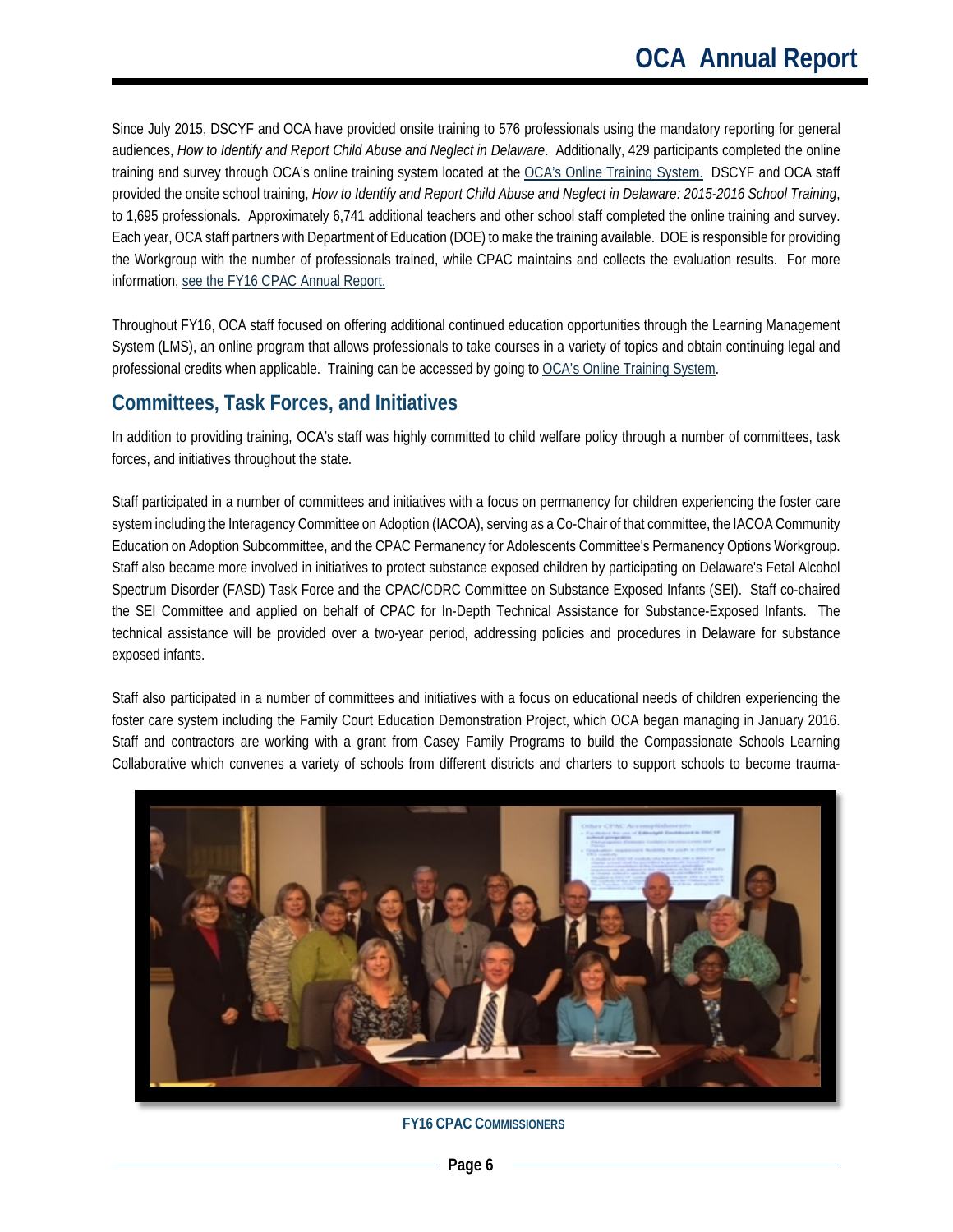Since July 2015, DSCYF and OCA have provided onsite training to 576 professionals using the mandatory reporting for general audiences, *How to Identify and Report Child Abuse and Neglect in Delaware*. Additionally, 429 participants completed the online training and survey through OCA's online training system located at the OCA's Online Training System. DSCYF and OCA staff provided the onsite school training, *How to Identify and Report Child Abuse and Neglect in Delaware: 2015-2016 School Training*, to 1,695 professionals. Approximately 6,741 additional teachers and other school staff completed the online training and survey. Each year, OCA staff partners with Department of Education (DOE) to make the training available. DOE is responsible for providing the Workgroup with the number of professionals trained, while CPAC maintains and collects the evaluation results. For more information, see the FY16 CPAC Annual Report.

Throughout FY16, OCA staff focused on offering additional continued education opportunities through the Learning Management System (LMS), an online program that allows professionals to take courses in a variety of topics and obtain continuing legal and professional credits when applicable. Training can be accessed by going to OCA's Online Training System.

## Committees, Task Forces, and Initiatives

In addition to providing training, OCA's staff was highly committed to child welfare policy through a number of committees, task forces, and initiatives throughout the state.

Staff participated in a number of committees and initiatives with a focus on permanency for children experiencing the foster care system including the Interagency Committee on Adoption (IACOA), serving as a Co-Chair of that committee, the IACOA Community Education on Adoption Subcommittee, and the CPAC Permanency for Adolescents Committee's Permanency Options Workgroup. Staff also became more involved in initiatives to protect substance exposed children by participating on Delaware's Fetal Alcohol Spectrum Disorder (FASD) Task Force and the CPAC/CDRC Committee on Substance Exposed Infants (SEI). Staff co-chaired the SEI Committee and applied on behalf of CPAC for In-Depth Technical Assistance for Substance-Exposed Infants. The technical assistance will be provided over a two-year period, addressing policies and procedures in Delaware for substance exposed infants.

Staff also participated in a number of committees and initiatives with a focus on educational needs of children experiencing the foster care system including the Family Court Education Demonstration Project, which OCA began managing in January 2016. Staff and contractors are working with a grant from Casey Family Programs to build the Compassionate Schools Learning Collaborative which convenes a variety of schools from different districts and charters to support schools to become trauma-

**FY16 CPAC Commissioners**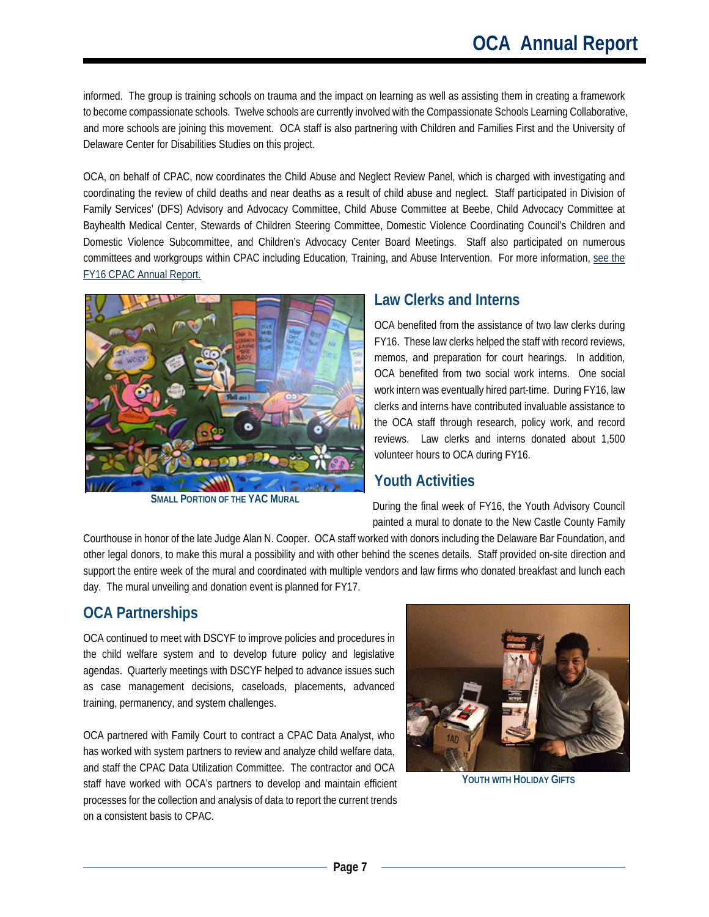informed. The group is training schools on trauma and the impact on learning as well as assisting them in creating a framework to become compassionate schools. Twelve schools are currently involved with the Compassionate Schools Learning Collaborative, and more schools are joining this movement. OCA staff is also partnering with Children and Families First and the University of Delaware Center for Disabilities Studies on this project.

OCA, on behalf of CPAC, now coordinates the Child Abuse and Neglect Review Panel, which is charged with investigating and coordinating the review of child deaths and near deaths as a result of child abuse and neglect. Staff participated in Division of Family Services' (DFS) Advisory and Advocacy Committee, Child Abuse Committee at Beebe, Child Advocacy Committee at Bayhealth Medical Center, Stewards of Children Steering Committee, Domestic Violence Coordinating Council's Children and Domestic Violence Subcommittee, and Children's Advocacy Center Board Meetings. Staff also participated on numerous committees and workgroups within CPAC including Education, Training, and Abuse Intervention. For more information, see the FY16 CPAC Annual Report.

**Small Portion of the YAC Mural**

## Law Clerks and Interns

OCA benefited from the assistance of two law clerks during FY16. These law clerks helped the staff with record reviews, memos, and preparation for court hearings. In addition, OCA benefited from two social work interns. One social work intern was eventually hired part-time. During FY16, law clerks and interns have contributed invaluable assistance to the OCA staff through research, policy work, and record reviews. Law clerks and interns donated about 1,500 volunteer hours to OCA during FY16.

## Youth Activities

During the final week of FY16, the Youth Advisory Council painted a mural to donate to the New Castle County Family Courthouse in honor of the late Judge Alan N. Cooper. OCA staff worked with donors including the Delaware Bar Foundation, and other legal donors, to make this mural a possibility and with other behind the scenes details. Staff provided on-site direction and support the entire week of the mural and coordinated with multiple vendors and law firms who donated breakfast and lunch each day. The mural unveiling and donation event is planned for FY17.

## OCA Partnerships

OCA continued to meet with DSCYF to improve policies and procedures in the child welfare system and to develop future policy and legislative agendas. Quarterly meetings with DSCYF helped to advance issues such as case management decisions, caseloads, placements, advanced training, permanency, and system challenges.

OCA partnered with Family Court to contract a CPAC Data Analyst, who has worked with system partners to review and analyze child welfare data, and staff the CPAC Data Utilization Committee. The contractor and OCA staff have worked with OCA's partners to develop and maintain efficient processes for the collection and analysis of data to report the current trends on a consistent basis to CPAC.

**Youth with Holiday Gifts**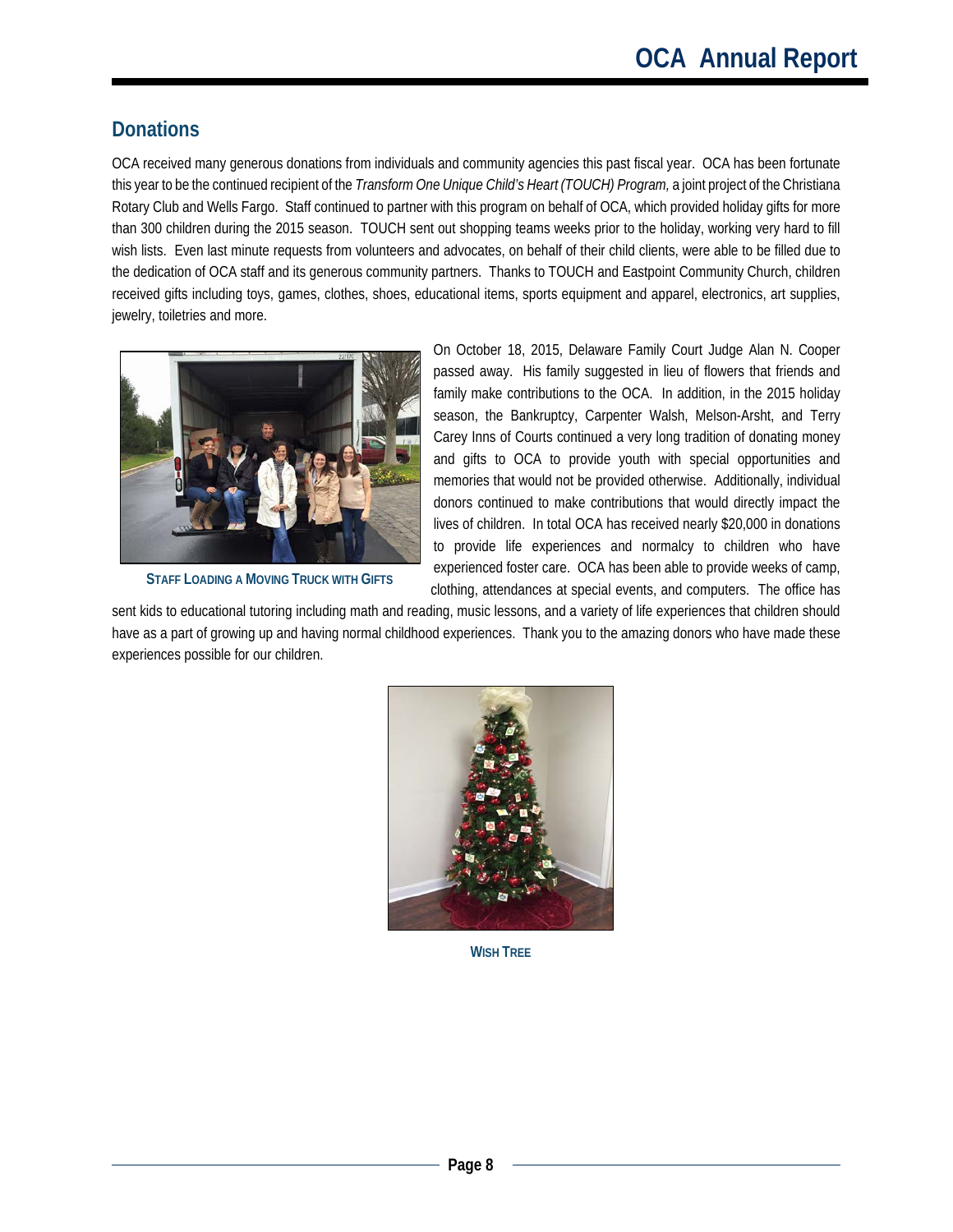## Donations

OCA received many generous donations from individuals and community agencies this past fiscal year. OCA has been fortunate this year to be the continued recipient of the *Transform One Unique Child's Heart (TOUCH) Program,* a joint project of the Christiana Rotary Club and Wells Fargo. Staff continued to partner with this program on behalf of OCA, which provided holiday gifts for more than 300 children during the 2015 season. TOUCH sent out shopping teams weeks prior to the holiday, working very hard to fill wish lists. Even last minute requests from volunteers and advocates, on behalf of their child clients, were able to be filled due to the dedication of OCA staff and its generous community partners. Thanks to TOUCH and Eastpoint Community Church, children received gifts including toys, games, clothes, shoes, educational items, sports equipment and apparel, electronics, art supplies, jewelry, toiletries and more.

**STAFF LOADING A MOVING TRUCK WITH GIFTS**

On October 18, 2015, Delaware Family Court Judge Alan N. Cooper passed away. His family suggested in lieu of flowers that friends and family make contributions to the OCA. In addition, in the 2015 holiday season, the Bankruptcy, Carpenter Walsh, Melson-Arsht, and Terry Carey Inns of Courts continued a very long tradition of donating money and gifts to OCA to provide youth with special opportunities and memories that would not be provided otherwise. Additionally, individual donors continued to make contributions that would directly impact the lives of children. In total OCA has received nearly $20,000 in donations to provide life experiences and normalcy to children who have experienced foster care. OCA has been able to provide weeks of camp, clothing, attendances at special events, and computers. The office has sent kids to educational tutoring including math and reading, music lessons, and a variety of life experiences that children should have as a part of growing up and having normal childhood experiences. Thank you to the amazing donors who have made these experiences possible for our children.

**WISH TREE**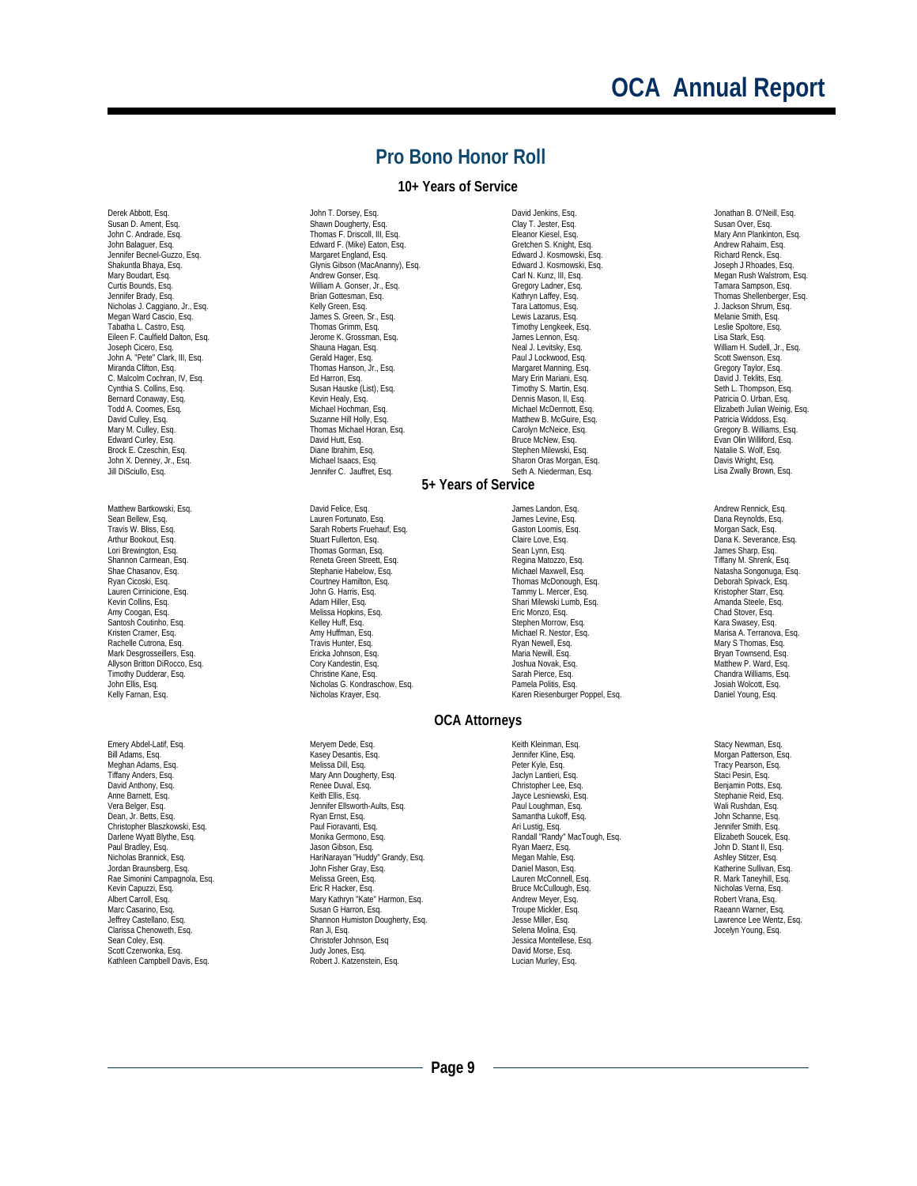## Pro Bono Honor Roll

### 10+ Years of Service

Derek Abbott, Esq.
Susan D. Ament, Esq.
John C. Andrade, Esq.
John Balaguer, Esq.
Jennifer Becnel-Guzzo, Esq.
Shakuntla Bhaya, Esq.
Mary Boudart, Esq.
Curtis Bounds, Esq.
Jennifer Brady, Esq.
Nicholas J. Caggiano, Jr., Esq.
Megan Ward Cascio, Esq.
Tabatha L. Castro, Esq.
Eileen F. Caulfield Dalton, Esq.
Joseph Cicero, Esq.
John A. "Pete" Clark, III, Esq.
Miranda Clifton, Esq.
C. Malcolm Cochran, IV, Esq.
Cynthia S. Collins, Esq.
Bernard Conaway, Esq.
Todd A. Coomes, Esq.
David Culley, Esq.
Mary M. Culley, Esq.
Edward Curley, Esq.
Brock E. Czeschin, Esq.
John X. Denney, Jr., Esq.
Jill DiSciullo, Esq.
John T. Dorsey, Esq.
Shawn Dougherty, Esq.
Thomas F. Driscoll, III, Esq.
Edward F. (Mike) Eaton, Esq.
Margaret England, Esq.
Glynis Gibson (MacAnanny), Esq.
Andrew Gonser, Esq.
William A. Gonser, Jr., Esq.
Brian Gottesman, Esq.
Kelly Green, Esq.
James S. Green, Sr., Esq.
Thomas Grimm, Esq.
Jerome K. Grossman, Esq.
Shauna Hagan, Esq.
Gerald Hager, Esq.
Thomas Hanson, Jr., Esq.
Ed Harron, Esq.
Susan Hauske (List), Esq.
Kevin Healy, Esq.
Michael Hochman, Esq.
Suzanne Hill Holly, Esq.
Thomas Michael Horan, Esq.
David Hutt, Esq.
Diane Ibrahim, Esq.
Michael Isaacs, Esq.
Jennifer C. Jauffret, Esq.
David Jenkins, Esq.
Clay T. Jester, Esq.
Eleanor Kiesel, Esq.
Gretchen S. Knight, Esq.
Edward J. Kosmowski, Esq.
Edward J. Kosmowski, Esq.
Carl N. Kunz, III, Esq.
Gregory Ladner, Esq.
Kathryn Laffey, Esq.
Tara Lattomus, Esq.
Lewis Lazarus, Esq.
Timothy Lengkeek, Esq.
James Lennon, Esq.
Neal J. Levitsky, Esq.
Paul J Lockwood, Esq.
Margaret Manning, Esq.
Mary Erin Mariani, Esq.
Timothy S. Martin, Esq.
Dennis Mason, II, Esq.
Michael McDermott, Esq.
Matthew B. McGuire, Esq.
Carolyn McNeice, Esq.
Bruce McNew, Esq.
Stephen Milewski, Esq.
Sharon Oras Morgan, Esq.
Seth A. Niederman, Esq.
Jonathan B. O'Neill, Esq.
Susan Over, Esq.
Mary Ann Plankinton, Esq.
Andrew Rahaim, Esq.
Richard Renck, Esq.
Joseph J Rhoades, Esq.
Megan Rush Walstrom, Esq.
Tamara Sampson, Esq.
Thomas Shellenberger, Esq.
J. Jackson Shrum, Esq.
Melanie Smith, Esq.
Leslie Spoltore, Esq.
Lisa Stark, Esq.
William H. Sudell, Jr., Esq.
Scott Swenson, Esq.
Gregory Taylor, Esq.
David J. Teklits, Esq.
Seth L. Thompson, Esq.
Patricia O. Urban, Esq.
Elizabeth Julian Weinig, Esq.
Patricia Widdoss, Esq.
Gregory B. Williams, Esq.
Evan Olin Williford, Esq.
Natalie S. Wolf, Esq.
Davis Wright, Esq.
Lisa Zwally Brown, Esq.

### 5+ Years of Service

Matthew Bartkowski, Esq.
Sean Bellew, Esq.
Travis W. Bliss, Esq.
Arthur Bookout, Esq.
Lori Brewington, Esq.
Shannon Carmean, Esq.
Shae Chasanov, Esq.
Ryan Cicoski, Esq.
Lauren Cirrinicione, Esq.
Kevin Collins, Esq.
Amy Coogan, Esq.
Santosh Coutinho, Esq.
Kristen Cramer, Esq.
Rachelle Cutrona, Esq.
Mark Desgrosseillers, Esq.
Allyson Britton DiRocco, Esq.
Timothy Dudderar, Esq.
John Ellis, Esq.
Kelly Farnan, Esq.
David Felice, Esq.
Lauren Fortunato, Esq.
Sarah Roberts Fruehauf, Esq.
Stuart Fullerton, Esq.
Thomas Gorman, Esq.
Reneta Green Streett, Esq.
Stephanie Habelow, Esq.
Courtney Hamilton, Esq.
John G. Harris, Esq.
Adam Hiller, Esq.
Melissa Hopkins, Esq.
Kelley Huff, Esq.
Amy Huffman, Esq.
Travis Hunter, Esq.
Ericka Johnson, Esq.
Cory Kandestin, Esq.
Christine Kane, Esq.
Nicholas G. Kondraschow, Esq.
Nicholas Krayer, Esq.
James Landon, Esq.
James Levine, Esq.
Gaston Loomis, Esq.
Claire Love, Esq.
Sean Lynn, Esq.
Regina Matozzo, Esq.
Michael Maxwell, Esq.
Thomas McDonough, Esq.
Tammy L. Mercer, Esq.
Shari Milewski Lumb, Esq.
Eric Monzo, Esq.
Stephen Morrow, Esq.
Michael R. Nestor, Esq.
Ryan Newell, Esq.
Maria Newill, Esq.
Joshua Novak, Esq.
Sarah Pierce, Esq.
Pamela Politis, Esq.
Karen Riesenburger Poppel, Esq.
Andrew Rennick, Esq.
Dana Reynolds, Esq.
Morgan Sack, Esq.
Dana K. Severance, Esq.
James Sharp, Esq.
Tiffany M. Shrenk, Esq.
Natasha Songonuga, Esq.
Deborah Spivack, Esq.
Kristopher Starr, Esq.
Amanda Steele, Esq.
Chad Stover, Esq.
Kara Swasey, Esq.
Marisa A. Terranova, Esq.
Mary S Thomas, Esq.
Bryan Townsend, Esq.
Matthew P. Ward, Esq.
Chandra Williams, Esq.
Josiah Wolcott, Esq.
Daniel Young, Esq.

### OCA Attorneys

Emery Abdel-Latif, Esq.
Bill Adams, Esq.
Meghan Adams, Esq.
Tiffany Anders, Esq.
David Anthony, Esq.
Anne Barnett, Esq.
Vera Belger, Esq.
Dean, Jr. Betts, Esq.
Christopher Blaszkowski, Esq.
Darlene Wyatt Blythe, Esq.
Paul Bradley, Esq.
Nicholas Brannick, Esq.
Jordan Braunsberg, Esq.
Rae Simonini Campagnola, Esq.
Kevin Capuzzi, Esq.
Albert Carroll, Esq.
Marc Casarino, Esq.
Jeffrey Castellano, Esq.
Clarissa Chenoweth, Esq.
Sean Coley, Esq.
Scott Czerwonka, Esq.
Kathleen Campbell Davis, Esq.
Meryem Dede, Esq.
Kasey Desantis, Esq.
Melissa Dill, Esq.
Mary Ann Dougherty, Esq.
Renee Duval, Esq.
Keith Ellis, Esq.
Jennifer Ellsworth-Aults, Esq.
Ryan Ernst, Esq.
Paul Fioravanti, Esq.
Monika Germono, Esq.
Jason Gibson, Esq.
HariNarayan "Huddy" Grandy, Esq.
John Fisher Gray, Esq.
Melissa Green, Esq.
Eric R Hacker, Esq.
Mary Kathryn "Kate" Harmon, Esq.
Susan G Harron, Esq.
Shannon Humiston Dougherty, Esq.
Ran Ji, Esq.
Christofer Johnson, Esq
Judy Jones, Esq.
Robert J. Katzenstein, Esq.
Keith Kleinman, Esq.
Jennifer Kline, Esq.
Peter Kyle, Esq.
Jaclyn Lantieri, Esq.
Christopher Lee, Esq.
Jayce Lesniewski, Esq.
Paul Loughman, Esq.
Samantha Lukoff, Esq.
Ari Lustig, Esq.
Randall "Randy" MacTough, Esq.
Ryan Maerz, Esq.
Megan Mahle, Esq.
Daniel Mason, Esq.
Lauren McConnell, Esq.
Bruce McCullough, Esq.
Andrew Meyer, Esq.
Troupe Mickler, Esq.
Jesse Miller, Esq.
Selena Molina, Esq.
Jessica Montellese, Esq.
David Morse, Esq.
Lucian Murley, Esq.
Stacy Newman, Esq.
Morgan Patterson, Esq.
Tracy Pearson, Esq.
Staci Pesin, Esq.
Benjamin Potts, Esq.
Stephanie Reid, Esq.
Wali Rushdan, Esq.
John Schanne, Esq.
Jennifer Smith, Esq.
Elizabeth Soucek, Esq.
John D. Stant II, Esq.
Ashley Stitzer, Esq.
Katherine Sullivan, Esq.
R. Mark Taneyhill, Esq.
Nicholas Verna, Esq.
Robert Vrana, Esq.
Raeann Warner, Esq.
Lawrence Lee Wentz, Esq.
Jocelyn Young, Esq.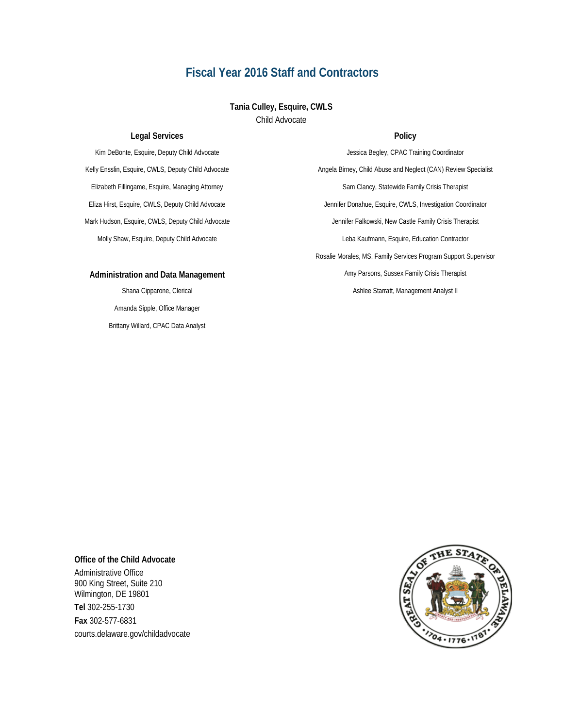# Fiscal Year 2016 Staff and Contractors

**Tania Culley, Esquire, CWLS**
Child Advocate

## Legal Services

Kim DeBonte, Esquire, Deputy Child Advocate

Kelly Ensslin, Esquire, CWLS, Deputy Child Advocate

Elizabeth Fillingame, Esquire, Managing Attorney

Eliza Hirst, Esquire, CWLS, Deputy Child Advocate

Mark Hudson, Esquire, CWLS, Deputy Child Advocate

Molly Shaw, Esquire, Deputy Child Advocate

## Administration and Data Management

Shana Cipparone, Clerical

Amanda Sipple, Office Manager

Brittany Willard, CPAC Data Analyst

## Policy

Jessica Begley, CPAC Training Coordinator

Angela Birney, Child Abuse and Neglect (CAN) Review Specialist

Sam Clancy, Statewide Family Crisis Therapist

Jennifer Donahue, Esquire, CWLS, Investigation Coordinator

Jennifer Falkowski, New Castle Family Crisis Therapist

Leba Kaufmann, Esquire, Education Contractor

Rosalie Morales, MS, Family Services Program Support Supervisor

Amy Parsons, Sussex Family Crisis Therapist

Ashlee Starratt, Management Analyst II

**Office of the Child Advocate**
Administrative Office
900 King Street, Suite 210
Wilmington, DE 19801
**Tel** 302-255-1730
**Fax** 302-577-6831
courts.delaware.gov/childadvocate